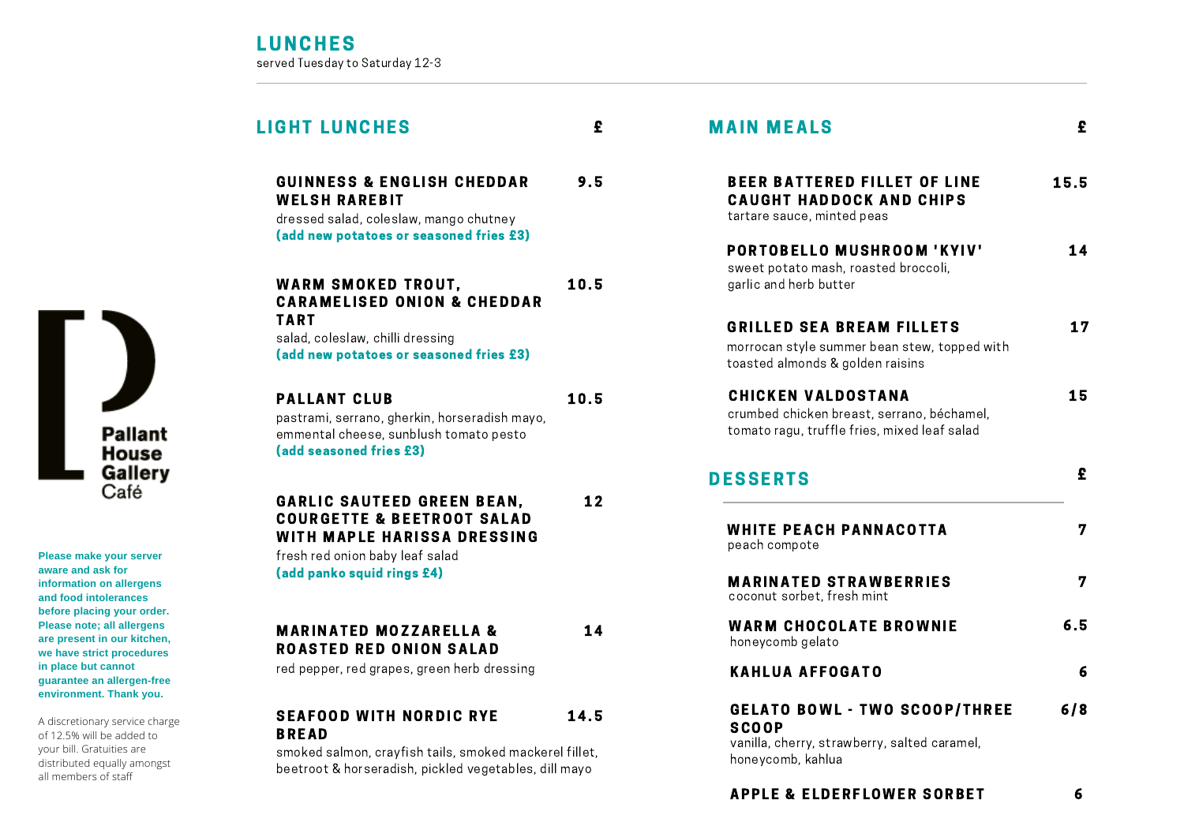# LUNCHES

served Tuesday to Saturday 12-3

## LIGHT LUNCHES

| | £ |
|---|---|
| **GUINNESS & ENGLISH CHEDDAR WELSH RAREBIT**<br>dressed salad, coleslaw, mango chutney<br>**(add new potatoes or seasoned fries £3)** | 9.5 |
| **WARM SMOKED TROUT, CARAMELISED ONION & CHEDDAR TART**<br>salad, coleslaw, chilli dressing<br>**(add new potatoes or seasoned fries £3)** | 10.5 |
| **PALLANT CLUB**<br>pastrami, serrano, gherkin, horseradish mayo, emmental cheese, sunblush tomato pesto<br>**(add seasoned fries £3)** | 10.5 |
| **GARLIC SAUTEED GREEN BEAN, COURGETTE & BEETROOT SALAD WITH MAPLE HARISSA DRESSING**<br>fresh red onion baby leaf salad<br>**(add panko squid rings £4)** | 12 |
| **MARINATED MOZZARELLA & ROASTED RED ONION SALAD**<br>red pepper, red grapes, green herb dressing | 14 |
| **SEAFOOD WITH NORDIC RYE BREAD**<br>smoked salmon, crayfish tails, smoked mackerel fillet, beetroot & horseradish, pickled vegetables, dill mayo | 14.5 |

## MAIN MEALS

| | £ |
|---|---|
| **BEER BATTERED FILLET OF LINE CAUGHT HADDOCK AND CHIPS**<br>tartare sauce, minted peas | 15.5 |
| **PORTOBELLO MUSHROOM 'KYIV'**<br>sweet potato mash, roasted broccoli, garlic and herb butter | 14 |
| **GRILLED SEA BREAM FILLETS**<br>morrocan style summer bean stew, topped with toasted almonds & golden raisins | 17 |
| **CHICKEN VALDOSTANA**<br>crumbed chicken breast, serrano, béchamel, tomato ragu, truffle fries, mixed leaf salad | 15 |

## DESSERTS

| | £ |
|---|---|
| **WHITE PEACH PANNACOTTA**<br>peach compote | 7 |
| **MARINATED STRAWBERRIES**<br>coconut sorbet, fresh mint | 7 |
| **WARM CHOCOLATE BROWNIE**<br>honeycomb gelato | 6.5 |
| **KAHLUA AFFOGATO** | 6 |
| **GELATO BOWL - TWO SCOOP/THREE SCOOP**<br>vanilla, cherry, strawberry, salted caramel, honeycomb, kahlua | 6/8 |
| **APPLE & ELDERFLOWER SORBET** | 6 |

**Pallant House Gallery Café**

**Please make your server aware and ask for information on allergens and food intolerances before placing your order. Please note; all allergens are present in our kitchen, we have strict procedures in place but cannot guarantee an allergen-free environment. Thank you.**

A discretionary service charge of 12.5% will be added to your bill. Gratuities are distributed equally amongst all members of staff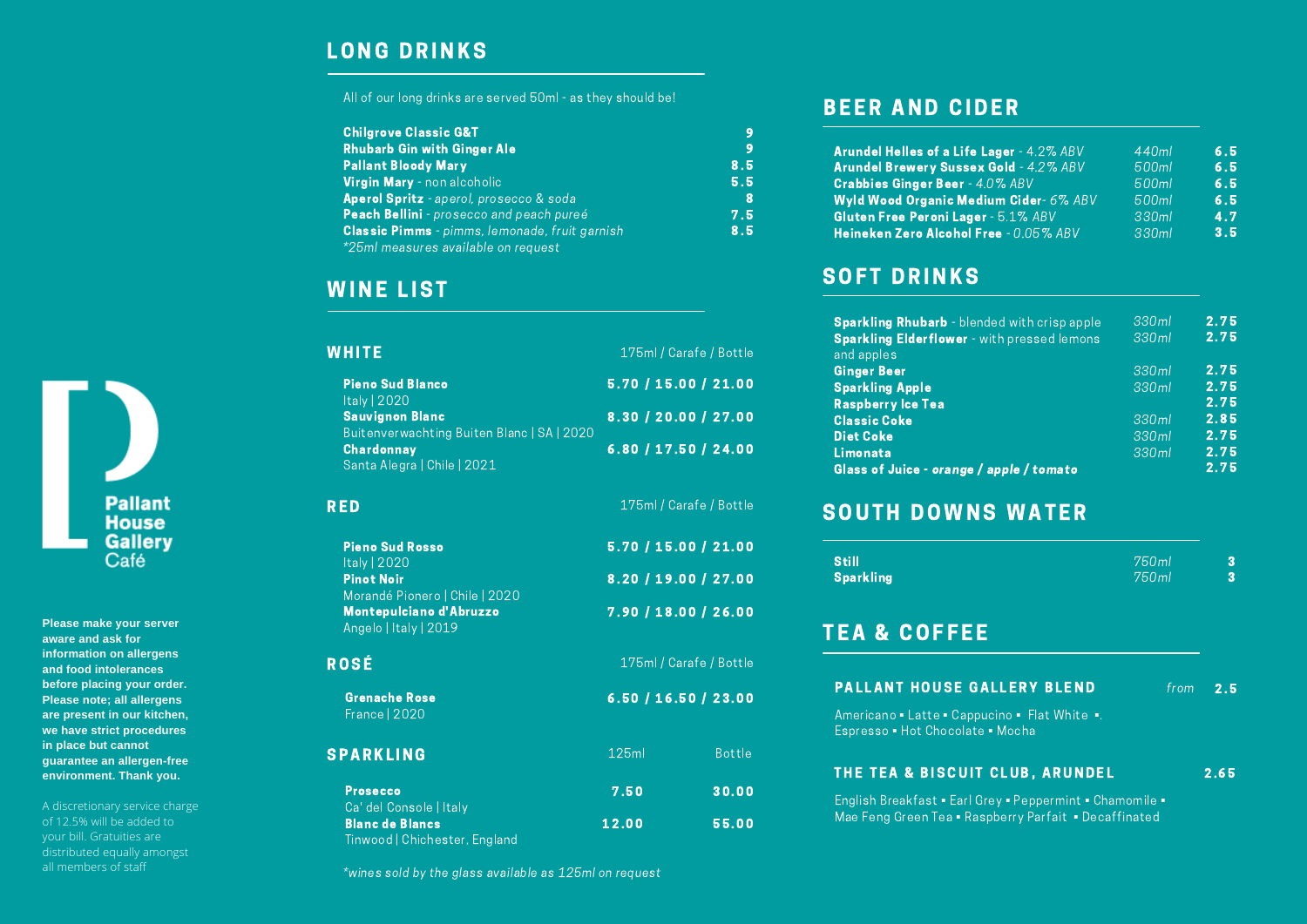## LONG DRINKS

All of our long drinks are served 50ml - as they should be!

| | |
|---|---|
| **Chilgrove Classic G&T** | 9 |
| **Rhubarb Gin with Ginger Ale** | 9 |
| **Pallant Bloody Mary** | 8.5 |
| **Virgin Mary** - non alcoholic | 5.5 |
| **Aperol Spritz** - *aperol, prosecco & soda* | 8 |
| **Peach Bellini** - *prosecco and peach pureé* | 7.5 |
| **Classic Pimms** - *pimms, lemonade, fruit garnish* | 8.5 |

*\*25ml measures available on request*

## WINE LIST

### WHITE

| | 175ml / Carafe / Bottle |
|---|---|
| **Pieno Sud Blanco** Italy \| 2020 | 5.70 / 15.00 / 21.00 |
| **Sauvignon Blanc** Buitenverwachting Buiten Blanc \| SA \| 2020 | 8.30 / 20.00 / 27.00 |
| **Chardonnay** Santa Alegra \| Chile \| 2021 | 6.80 / 17.50 / 24.00 |

### RED

| | 175ml / Carafe / Bottle |
|---|---|
| **Pieno Sud Rosso** Italy \| 2020 | 5.70 / 15.00 / 21.00 |
| **Pinot Noir** Morandé Pionero \| Chile \| 2020 | 8.20 / 19.00 / 27.00 |
| **Montepulciano d'Abruzzo** Angelo \| Italy \| 2019 | 7.90 / 18.00 / 26.00 |

### ROSÉ

| | 175ml / Carafe / Bottle |
|---|---|
| **Grenache Rose** France \| 2020 | 6.50 / 16.50 / 23.00 |

### SPARKLING

| | 125ml | Bottle |
|---|---|---|
| **Prosecco** Ca' del Console \| Italy | 7.50 | 30.00 |
| **Blanc de Blancs** Tinwood \| Chichester, England | 12.00 | 55.00 |

*\*wines sold by the glass available as 125ml on request*

## BEER AND CIDER

| | | |
|---|---|---|
| **Arundel Helles of a Life Lager** - 4.2% ABV | 440ml | 6.5 |
| **Arundel Brewery Sussex Gold** - 4.2% ABV | 500ml | 6.5 |
| **Crabbies Ginger Beer** - 4.0% ABV | 500ml | 6.5 |
| **Wyld Wood Organic Medium Cider**- 6% ABV | 500ml | 6.5 |
| **Gluten Free Peroni Lager** - 5.1% ABV | 330ml | 4.7 |
| **Heineken Zero Alcohol Free** - 0.05% ABV | 330ml | 3.5 |

## SOFT DRINKS

| | | |
|---|---|---|
| **Sparkling Rhubarb** - blended with crisp apple | 330ml | 2.75 |
| **Sparkling Elderflower** - with pressed lemons and apples | 330ml | 2.75 |
| **Ginger Beer** | 330ml | 2.75 |
| **Sparkling Apple** | 330ml | 2.75 |
| **Raspberry Ice Tea** | | 2.75 |
| **Classic Coke** | 330ml | 2.85 |
| **Diet Coke** | 330ml | 2.75 |
| **Limonata** | 330ml | 2.75 |
| **Glass of Juice - *orange / apple / tomato*** | | 2.75 |

## SOUTH DOWNS WATER

| | | |
|---|---|---|
| **Still** | 750ml | 3 |
| **Sparkling** | 750ml | 3 |

## TEA & COFFEE

**PALLANT HOUSE GALLERY BLEND** *from* **2.5**

Americano ▪ Latte ▪ Cappucino ▪ Flat White ▪ Espresso ▪ Hot Chocolate ▪ Mocha

**THE TEA & BISCUIT CLUB, ARUNDEL** **2.65**

English Breakfast ▪ Earl Grey ▪ Peppermint ▪ Chamomile ▪ Mae Feng Green Tea ▪ Raspberry Parfait ▪ Decaffinated

**Pallant House Gallery Café**

**Please make your server aware and ask for information on allergens and food intolerances before placing your order. Please note; all allergens are present in our kitchen, we have strict procedures in place but cannot guarantee an allergen-free environment. Thank you.**

A discretionary service charge of 12.5% will be added to your bill. Gratuities are distributed equally amongst all members of staff